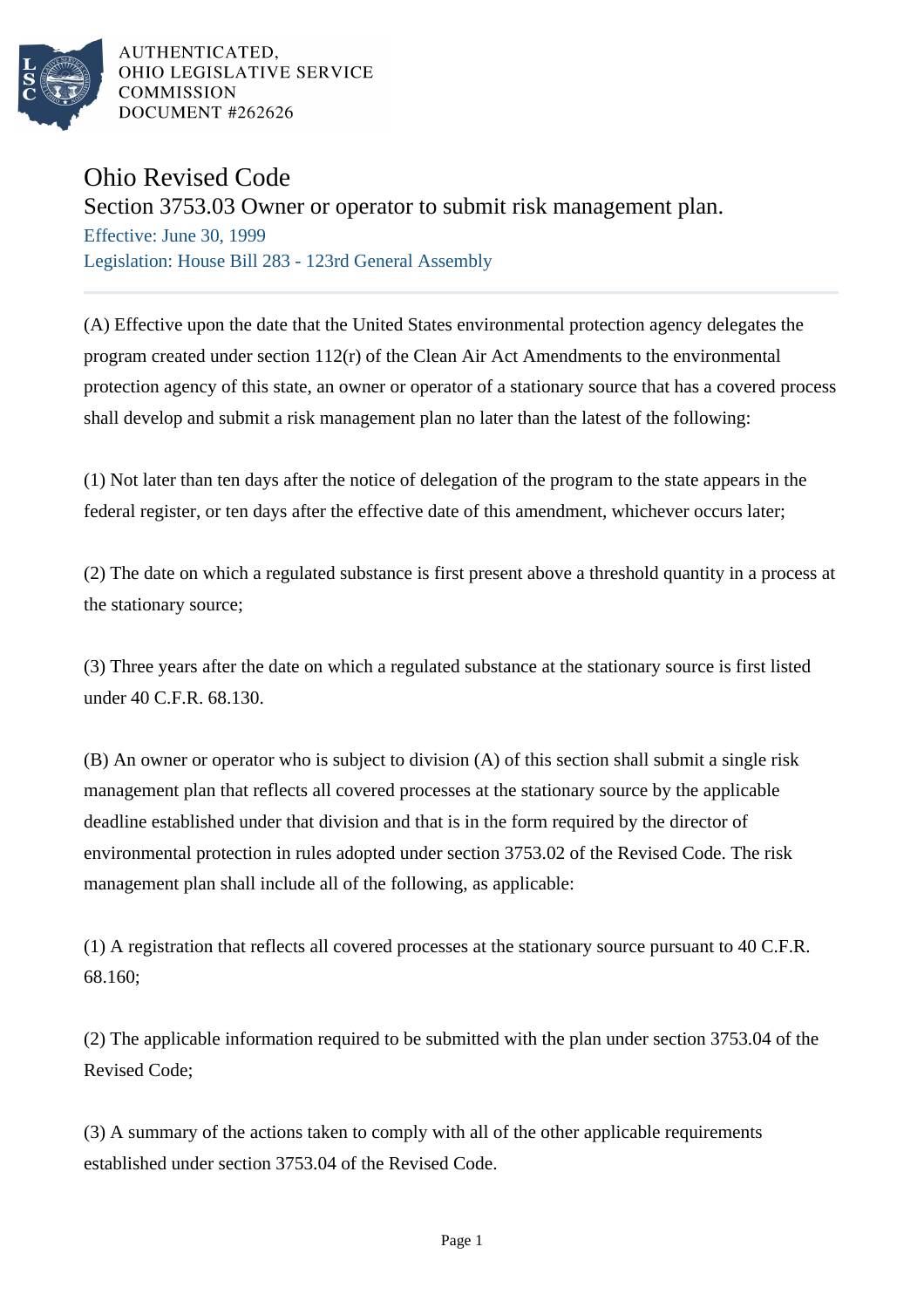AUTHENTICATED,
OHIO LEGISLATIVE SERVICE
COMMISSION
DOCUMENT #262626

# Ohio Revised Code

## Section 3753.03 Owner or operator to submit risk management plan.

Effective: June 30, 1999

Legislation: House Bill 283 - 123rd General Assembly

---

(A) Effective upon the date that the United States environmental protection agency delegates the program created under section 112(r) of the Clean Air Act Amendments to the environmental protection agency of this state, an owner or operator of a stationary source that has a covered process shall develop and submit a risk management plan no later than the latest of the following:

(1) Not later than ten days after the notice of delegation of the program to the state appears in the federal register, or ten days after the effective date of this amendment, whichever occurs later;

(2) The date on which a regulated substance is first present above a threshold quantity in a process at the stationary source;

(3) Three years after the date on which a regulated substance at the stationary source is first listed under 40 C.F.R. 68.130.

(B) An owner or operator who is subject to division (A) of this section shall submit a single risk management plan that reflects all covered processes at the stationary source by the applicable deadline established under that division and that is in the form required by the director of environmental protection in rules adopted under section 3753.02 of the Revised Code. The risk management plan shall include all of the following, as applicable:

(1) A registration that reflects all covered processes at the stationary source pursuant to 40 C.F.R. 68.160;

(2) The applicable information required to be submitted with the plan under section 3753.04 of the Revised Code;

(3) A summary of the actions taken to comply with all of the other applicable requirements established under section 3753.04 of the Revised Code.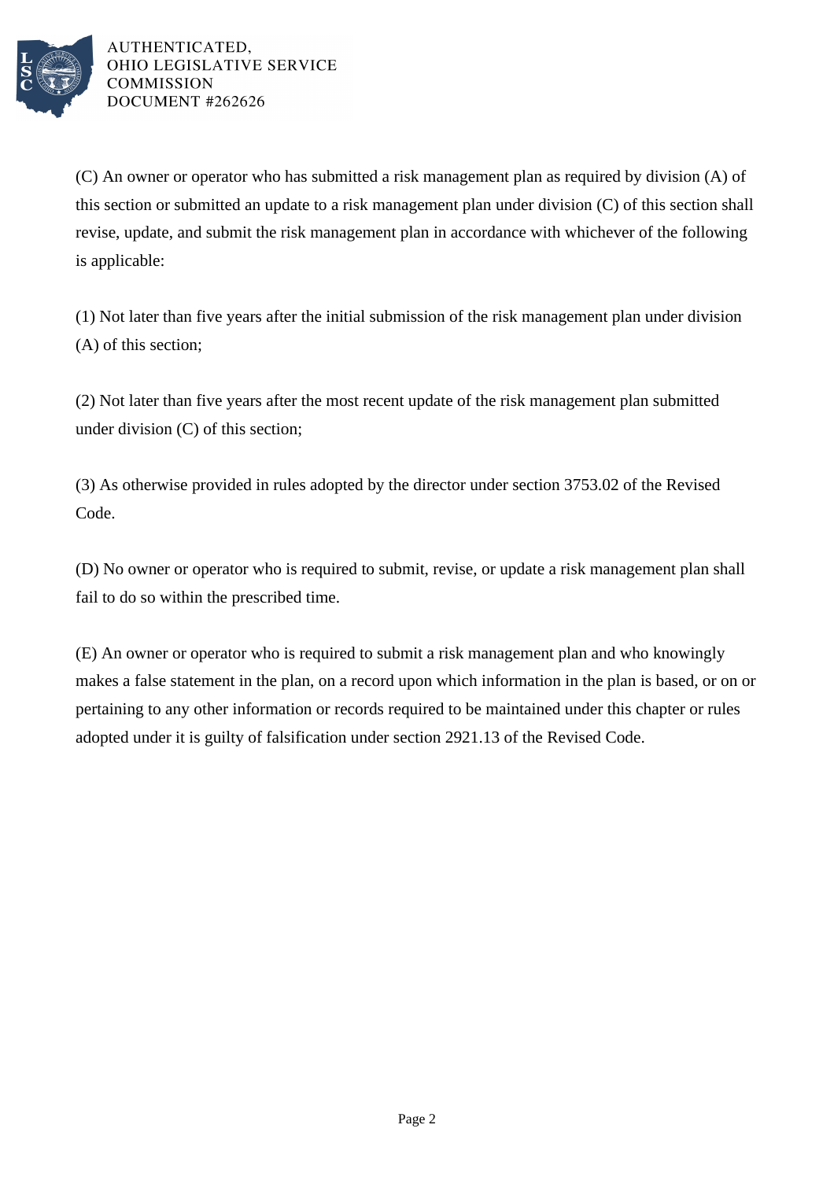(C) An owner or operator who has submitted a risk management plan as required by division (A) of this section or submitted an update to a risk management plan under division (C) of this section shall revise, update, and submit the risk management plan in accordance with whichever of the following is applicable:

(1) Not later than five years after the initial submission of the risk management plan under division (A) of this section;

(2) Not later than five years after the most recent update of the risk management plan submitted under division (C) of this section;

(3) As otherwise provided in rules adopted by the director under section 3753.02 of the Revised Code.

(D) No owner or operator who is required to submit, revise, or update a risk management plan shall fail to do so within the prescribed time.

(E) An owner or operator who is required to submit a risk management plan and who knowingly makes a false statement in the plan, on a record upon which information in the plan is based, or on or pertaining to any other information or records required to be maintained under this chapter or rules adopted under it is guilty of falsification under section 2921.13 of the Revised Code.